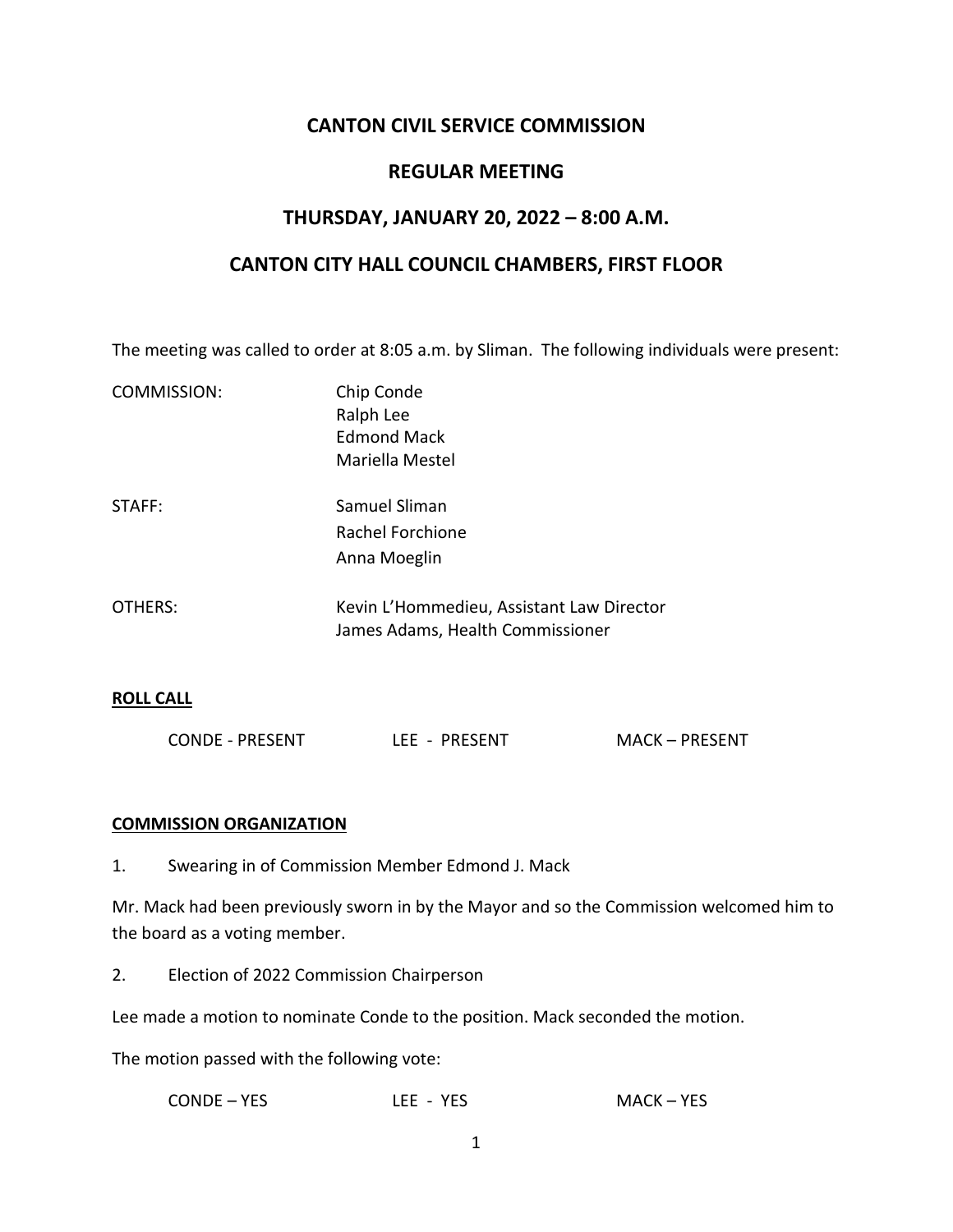# CANTON CIVIL SERVICE COMMISSION

## REGULAR MEETING

## THURSDAY, JANUARY 20, 2022 – 8:00 A.M.

## CANTON CITY HALL COUNCIL CHAMBERS, FIRST FLOOR

The meeting was called to order at 8:05 a.m. by Sliman. The following individuals were present:

| | |
|---|---|
| COMMISSION: | Chip Conde<br>Ralph Lee<br>Edmond Mack<br>Mariella Mestel |
| STAFF: | Samuel Sliman<br>Rachel Forchione<br>Anna Moeglin |
| OTHERS: | Kevin L'Hommedieu, Assistant Law Director<br>James Adams, Health Commissioner |

**ROLL CALL**

CONDE - PRESENT LEE - PRESENT MACK – PRESENT

**COMMISSION ORGANIZATION**

1. Swearing in of Commission Member Edmond J. Mack

Mr. Mack had been previously sworn in by the Mayor and so the Commission welcomed him to the board as a voting member.

2. Election of 2022 Commission Chairperson

Lee made a motion to nominate Conde to the position. Mack seconded the motion.

The motion passed with the following vote:

CONDE – YES LEE - YES MACK – YES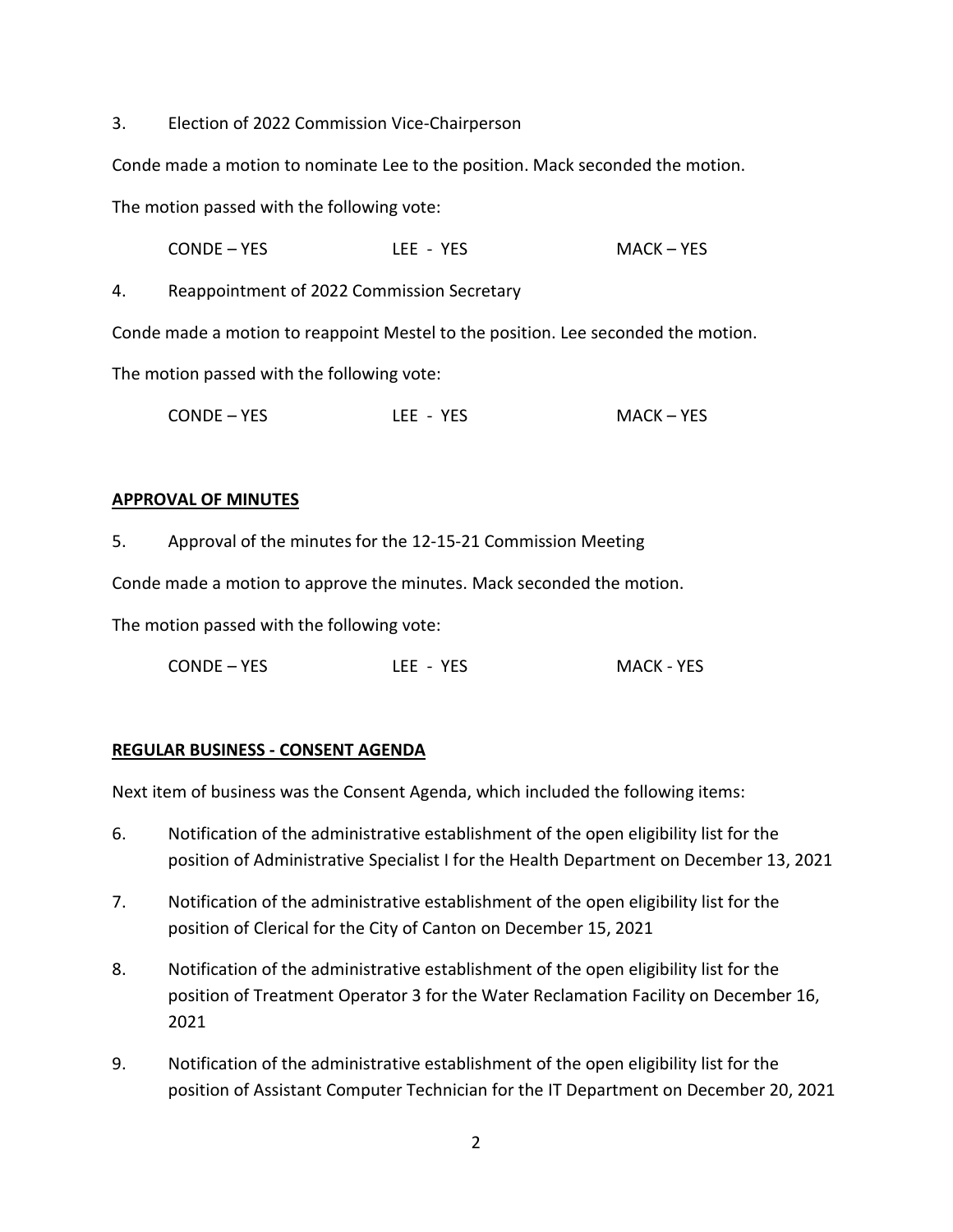3. Election of 2022 Commission Vice-Chairperson

Conde made a motion to nominate Lee to the position. Mack seconded the motion.

The motion passed with the following vote:

CONDE – YES LEE - YES MACK – YES

4. Reappointment of 2022 Commission Secretary

Conde made a motion to reappoint Mestel to the position. Lee seconded the motion.

The motion passed with the following vote:

CONDE – YES LEE - YES MACK – YES

**APPROVAL OF MINUTES**

5. Approval of the minutes for the 12-15-21 Commission Meeting

Conde made a motion to approve the minutes. Mack seconded the motion.

The motion passed with the following vote:

CONDE – YES LEE - YES MACK - YES

**REGULAR BUSINESS - CONSENT AGENDA**

Next item of business was the Consent Agenda, which included the following items:

6. Notification of the administrative establishment of the open eligibility list for the position of Administrative Specialist I for the Health Department on December 13, 2021

7. Notification of the administrative establishment of the open eligibility list for the position of Clerical for the City of Canton on December 15, 2021

8. Notification of the administrative establishment of the open eligibility list for the position of Treatment Operator 3 for the Water Reclamation Facility on December 16, 2021

9. Notification of the administrative establishment of the open eligibility list for the position of Assistant Computer Technician for the IT Department on December 20, 2021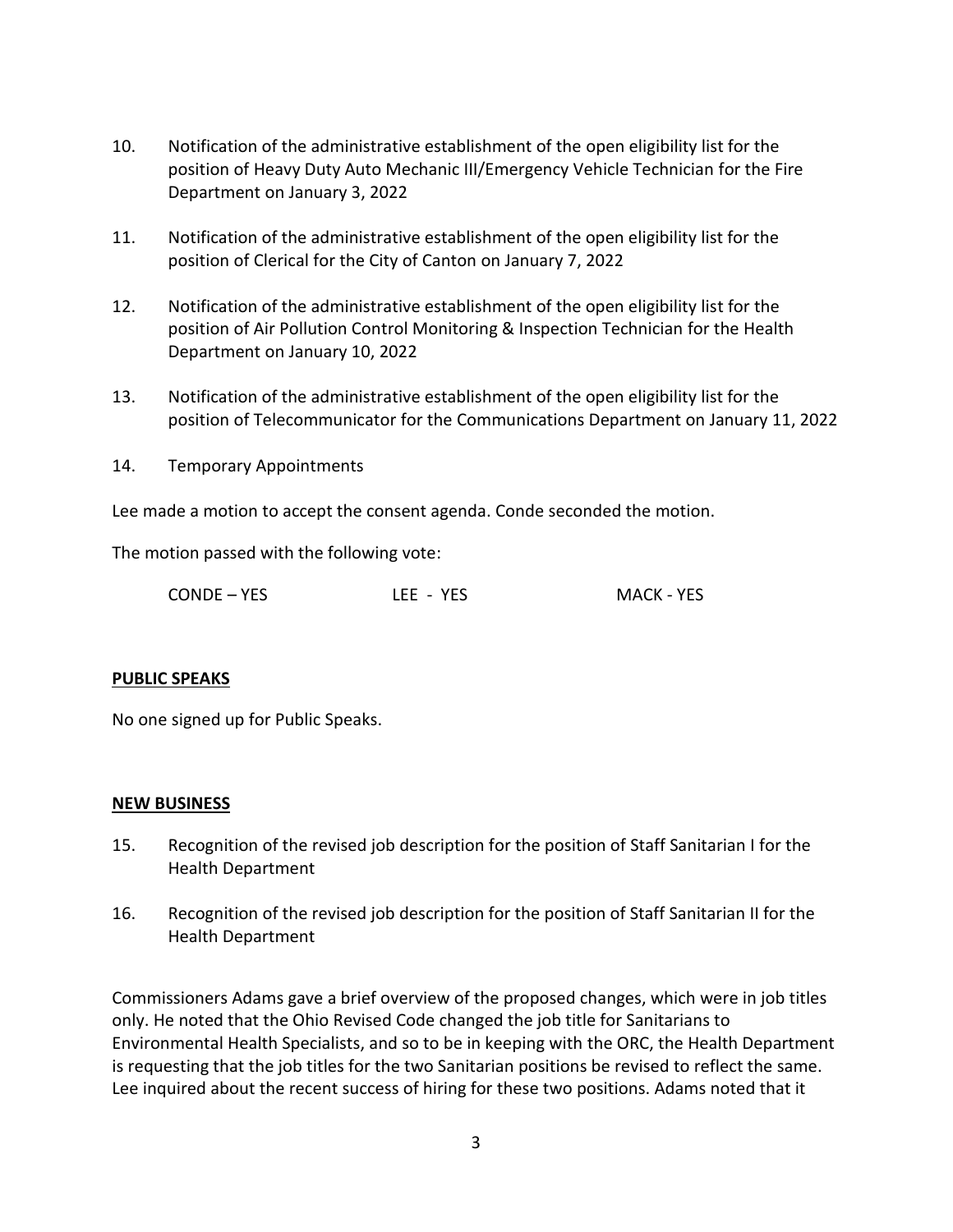10. Notification of the administrative establishment of the open eligibility list for the position of Heavy Duty Auto Mechanic III/Emergency Vehicle Technician for the Fire Department on January 3, 2022

11. Notification of the administrative establishment of the open eligibility list for the position of Clerical for the City of Canton on January 7, 2022

12. Notification of the administrative establishment of the open eligibility list for the position of Air Pollution Control Monitoring & Inspection Technician for the Health Department on January 10, 2022

13. Notification of the administrative establishment of the open eligibility list for the position of Telecommunicator for the Communications Department on January 11, 2022

14. Temporary Appointments

Lee made a motion to accept the consent agenda. Conde seconded the motion.

The motion passed with the following vote:

CONDE – YES LEE - YES MACK - YES

**PUBLIC SPEAKS**

No one signed up for Public Speaks.

**NEW BUSINESS**

15. Recognition of the revised job description for the position of Staff Sanitarian I for the Health Department

16. Recognition of the revised job description for the position of Staff Sanitarian II for the Health Department

Commissioners Adams gave a brief overview of the proposed changes, which were in job titles only. He noted that the Ohio Revised Code changed the job title for Sanitarians to Environmental Health Specialists, and so to be in keeping with the ORC, the Health Department is requesting that the job titles for the two Sanitarian positions be revised to reflect the same. Lee inquired about the recent success of hiring for these two positions. Adams noted that it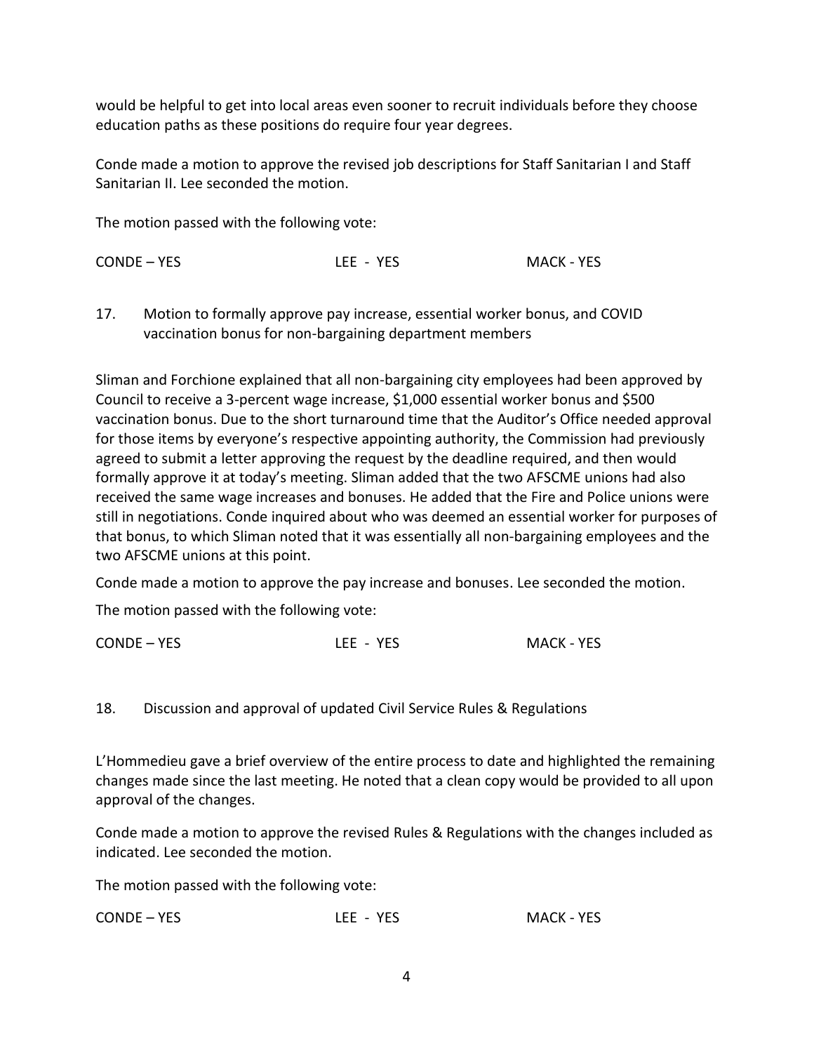would be helpful to get into local areas even sooner to recruit individuals before they choose education paths as these positions do require four year degrees.

Conde made a motion to approve the revised job descriptions for Staff Sanitarian I and Staff Sanitarian II. Lee seconded the motion.

The motion passed with the following vote:

CONDE – YES LEE - YES MACK - YES

17. Motion to formally approve pay increase, essential worker bonus, and COVID vaccination bonus for non-bargaining department members

Sliman and Forchione explained that all non-bargaining city employees had been approved by Council to receive a 3-percent wage increase, $1,000 essential worker bonus and $500 vaccination bonus. Due to the short turnaround time that the Auditor's Office needed approval for those items by everyone's respective appointing authority, the Commission had previously agreed to submit a letter approving the request by the deadline required, and then would formally approve it at today's meeting. Sliman added that the two AFSCME unions had also received the same wage increases and bonuses. He added that the Fire and Police unions were still in negotiations. Conde inquired about who was deemed an essential worker for purposes of that bonus, to which Sliman noted that it was essentially all non-bargaining employees and the two AFSCME unions at this point.

Conde made a motion to approve the pay increase and bonuses. Lee seconded the motion.

The motion passed with the following vote:

CONDE – YES LEE - YES MACK - YES

18. Discussion and approval of updated Civil Service Rules & Regulations

L'Hommedieu gave a brief overview of the entire process to date and highlighted the remaining changes made since the last meeting. He noted that a clean copy would be provided to all upon approval of the changes.

Conde made a motion to approve the revised Rules & Regulations with the changes included as indicated. Lee seconded the motion.

The motion passed with the following vote:

CONDE – YES LEE - YES MACK - YES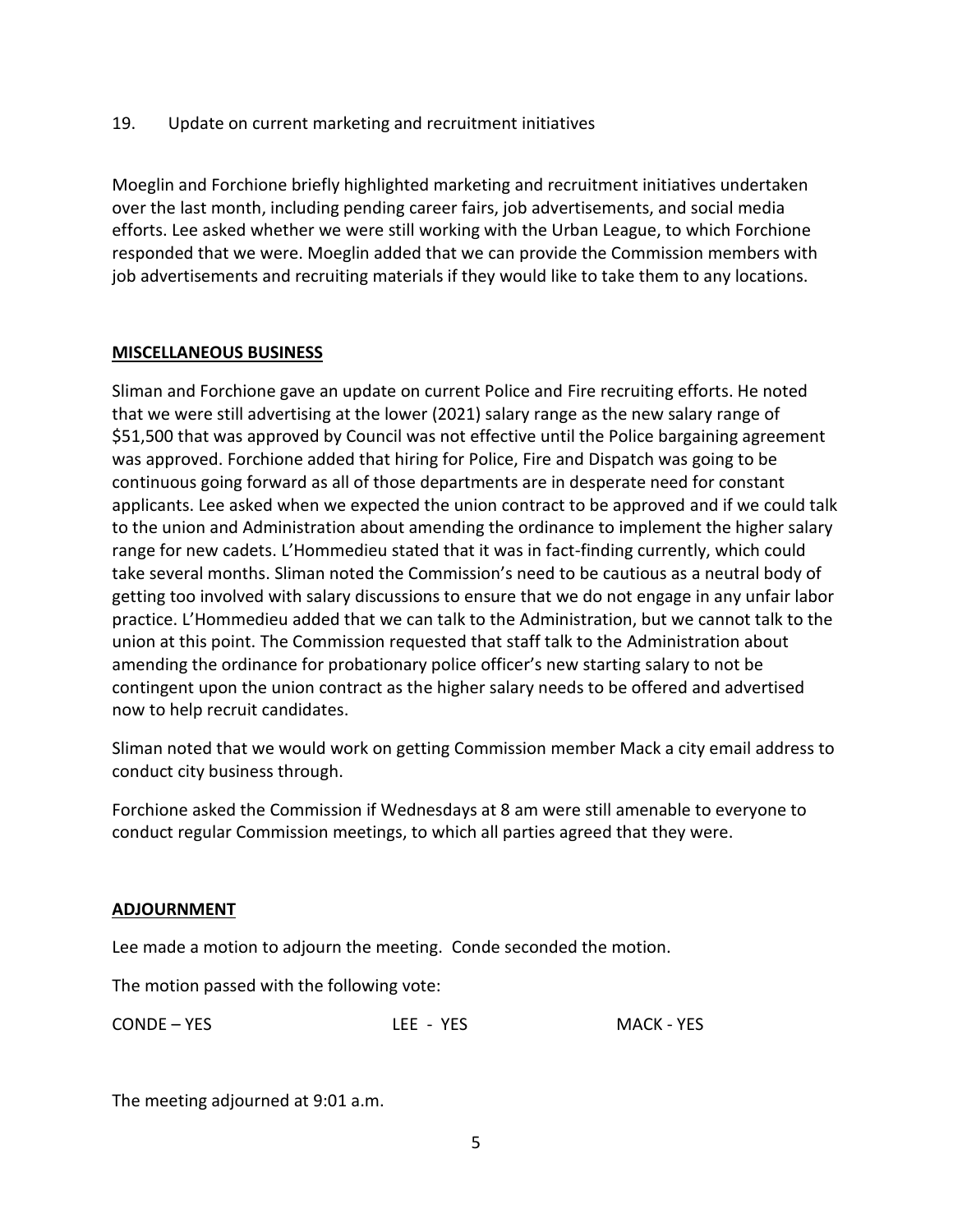19. Update on current marketing and recruitment initiatives

Moeglin and Forchione briefly highlighted marketing and recruitment initiatives undertaken over the last month, including pending career fairs, job advertisements, and social media efforts. Lee asked whether we were still working with the Urban League, to which Forchione responded that we were. Moeglin added that we can provide the Commission members with job advertisements and recruiting materials if they would like to take them to any locations.

**MISCELLANEOUS BUSINESS**

Sliman and Forchione gave an update on current Police and Fire recruiting efforts. He noted that we were still advertising at the lower (2021) salary range as the new salary range of $51,500 that was approved by Council was not effective until the Police bargaining agreement was approved. Forchione added that hiring for Police, Fire and Dispatch was going to be continuous going forward as all of those departments are in desperate need for constant applicants. Lee asked when we expected the union contract to be approved and if we could talk to the union and Administration about amending the ordinance to implement the higher salary range for new cadets. L'Hommedieu stated that it was in fact-finding currently, which could take several months. Sliman noted the Commission's need to be cautious as a neutral body of getting too involved with salary discussions to ensure that we do not engage in any unfair labor practice. L'Hommedieu added that we can talk to the Administration, but we cannot talk to the union at this point. The Commission requested that staff talk to the Administration about amending the ordinance for probationary police officer's new starting salary to not be contingent upon the union contract as the higher salary needs to be offered and advertised now to help recruit candidates.

Sliman noted that we would work on getting Commission member Mack a city email address to conduct city business through.

Forchione asked the Commission if Wednesdays at 8 am were still amenable to everyone to conduct regular Commission meetings, to which all parties agreed that they were.

**ADJOURNMENT**

Lee made a motion to adjourn the meeting. Conde seconded the motion.

The motion passed with the following vote:

CONDE – YES LEE - YES MACK - YES

The meeting adjourned at 9:01 a.m.